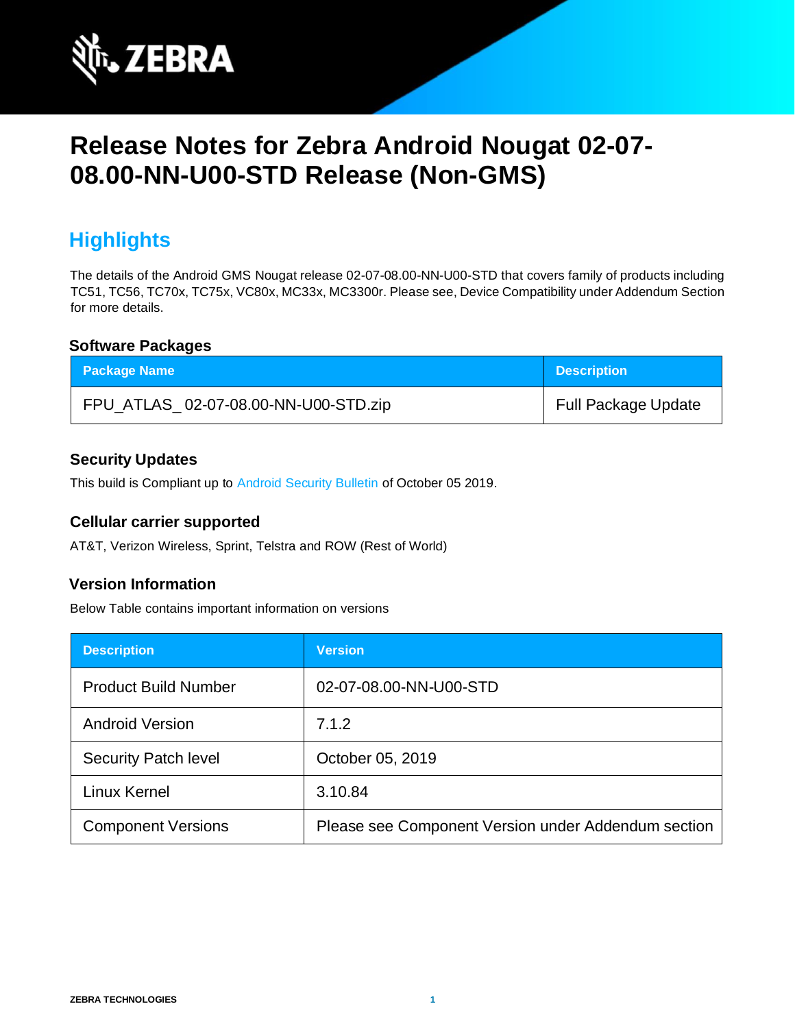# Release Notes for Zebra Android Nougat 02-07-08.00-NN-U00-STD Release (Non-GMS)

## Highlights

The details of the Android GMS Nougat release 02-07-08.00-NN-U00-STD that covers family of products including TC51, TC56, TC70x, TC75x, VC80x, MC33x, MC3300r. Please see, Device Compatibility under Addendum Section for more details.

### Software Packages

| Package Name | Description |
|---|---|
| FPU_ATLAS_ 02-07-08.00-NN-U00-STD.zip | Full Package Update |

### Security Updates

This build is Compliant up to Android Security Bulletin of October 05 2019.

### Cellular carrier supported

AT&T, Verizon Wireless, Sprint, Telstra and ROW (Rest of World)

### Version Information

Below Table contains important information on versions

| Description | Version |
|---|---|
| Product Build Number | 02-07-08.00-NN-U00-STD |
| Android Version | 7.1.2 |
| Security Patch level | October 05, 2019 |
| Linux Kernel | 3.10.84 |
| Component Versions | Please see Component Version under Addendum section |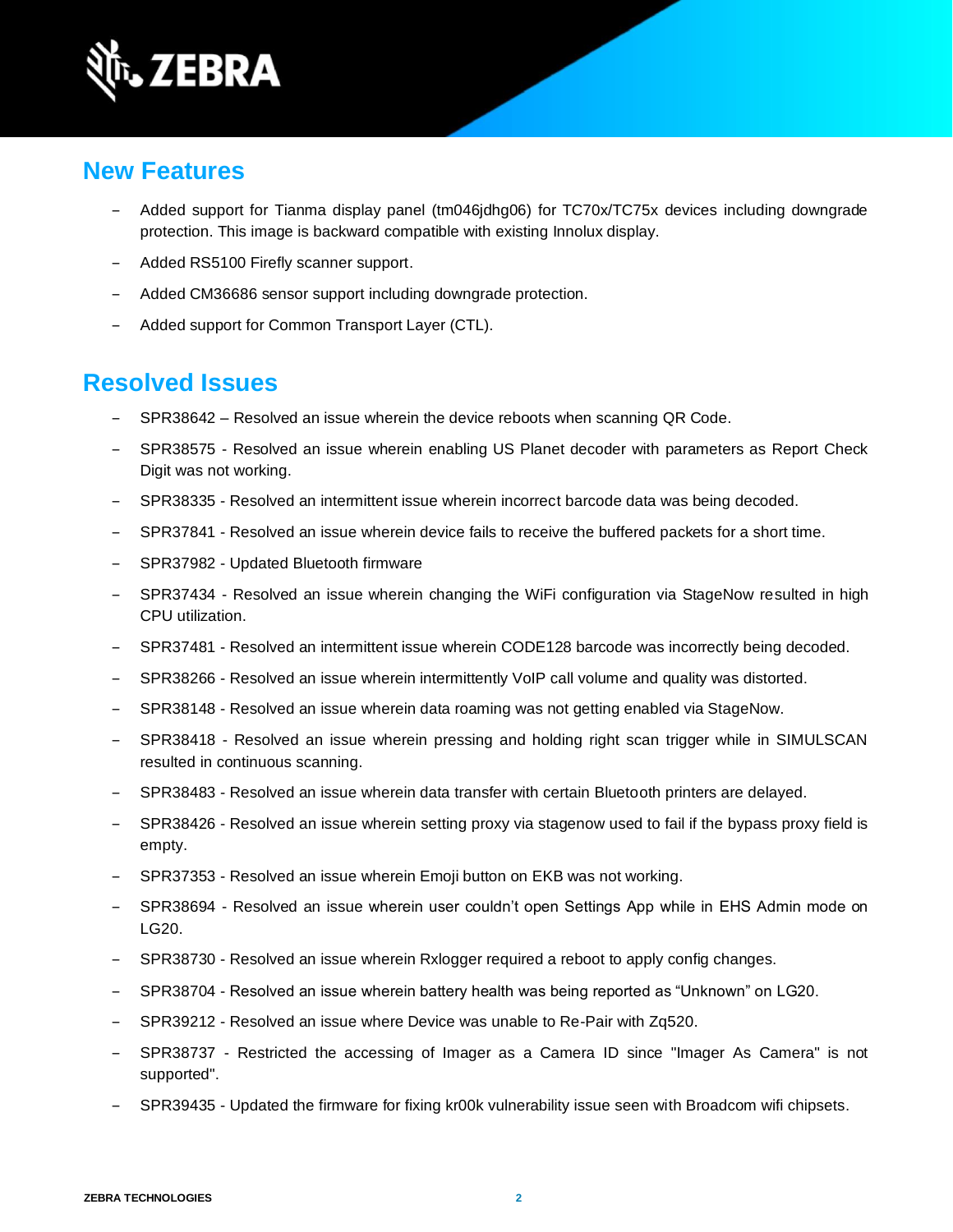## New Features

- Added support for Tianma display panel (tm046jdhg06) for TC70x/TC75x devices including downgrade protection. This image is backward compatible with existing Innolux display.
- Added RS5100 Firefly scanner support.
- Added CM36686 sensor support including downgrade protection.
- Added support for Common Transport Layer (CTL).

## Resolved Issues

- SPR38642 – Resolved an issue wherein the device reboots when scanning QR Code.
- SPR38575 - Resolved an issue wherein enabling US Planet decoder with parameters as Report Check Digit was not working.
- SPR38335 - Resolved an intermittent issue wherein incorrect barcode data was being decoded.
- SPR37841 - Resolved an issue wherein device fails to receive the buffered packets for a short time.
- SPR37982 - Updated Bluetooth firmware
- SPR37434 - Resolved an issue wherein changing the WiFi configuration via StageNow resulted in high CPU utilization.
- SPR37481 - Resolved an intermittent issue wherein CODE128 barcode was incorrectly being decoded.
- SPR38266 - Resolved an issue wherein intermittently VoIP call volume and quality was distorted.
- SPR38148 - Resolved an issue wherein data roaming was not getting enabled via StageNow.
- SPR38418 - Resolved an issue wherein pressing and holding right scan trigger while in SIMULSCAN resulted in continuous scanning.
- SPR38483 - Resolved an issue wherein data transfer with certain Bluetooth printers are delayed.
- SPR38426 - Resolved an issue wherein setting proxy via stagenow used to fail if the bypass proxy field is empty.
- SPR37353 - Resolved an issue wherein Emoji button on EKB was not working.
- SPR38694 - Resolved an issue wherein user couldn't open Settings App while in EHS Admin mode on LG20.
- SPR38730 - Resolved an issue wherein Rxlogger required a reboot to apply config changes.
- SPR38704 - Resolved an issue wherein battery health was being reported as "Unknown" on LG20.
- SPR39212 - Resolved an issue where Device was unable to Re-Pair with Zq520.
- SPR38737 - Restricted the accessing of Imager as a Camera ID since "Imager As Camera" is not supported".
- SPR39435 - Updated the firmware for fixing kr00k vulnerability issue seen with Broadcom wifi chipsets.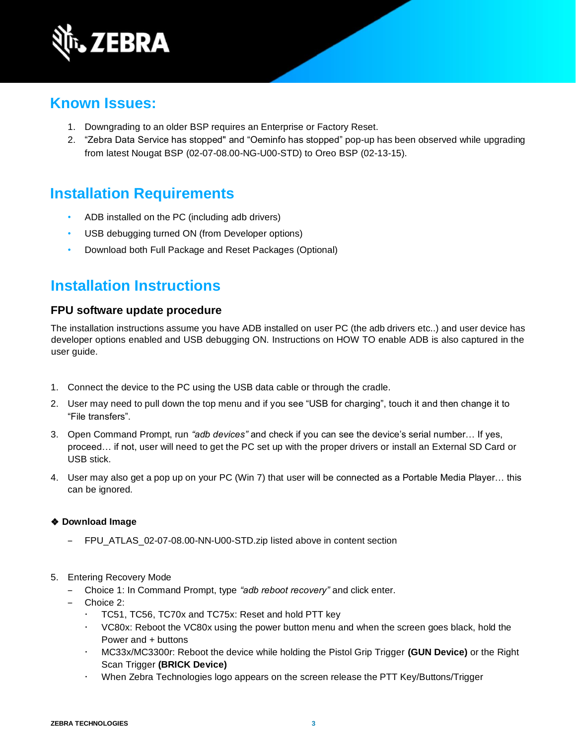## Known Issues:

1. Downgrading to an older BSP requires an Enterprise or Factory Reset.
2. "Zebra Data Service has stopped" and "Oeminfo has stopped" pop-up has been observed while upgrading from latest Nougat BSP (02-07-08.00-NG-U00-STD) to Oreo BSP (02-13-15).

## Installation Requirements

- ADB installed on the PC (including adb drivers)
- USB debugging turned ON (from Developer options)
- Download both Full Package and Reset Packages (Optional)

## Installation Instructions

### FPU software update procedure

The installation instructions assume you have ADB installed on user PC (the adb drivers etc..) and user device has developer options enabled and USB debugging ON. Instructions on HOW TO enable ADB is also captured in the user guide.

1. Connect the device to the PC using the USB data cable or through the cradle.
2. User may need to pull down the top menu and if you see "USB for charging", touch it and then change it to "File transfers".
3. Open Command Prompt, run *"adb devices"* and check if you can see the device's serial number… If yes, proceed… if not, user will need to get the PC set up with the proper drivers or install an External SD Card or USB stick.
4. User may also get a pop up on your PC (Win 7) that user will be connected as a Portable Media Player… this can be ignored.

❖ **Download Image**

- FPU_ATLAS_02-07-08.00-NN-U00-STD.zip listed above in content section

5. Entering Recovery Mode
   - Choice 1: In Command Prompt, type *"adb reboot recovery"* and click enter.
   - Choice 2:
     - TC51, TC56, TC70x and TC75x: Reset and hold PTT key
     - VC80x: Reboot the VC80x using the power button menu and when the screen goes black, hold the Power and + buttons
     - MC33x/MC3300r: Reboot the device while holding the Pistol Grip Trigger **(GUN Device)** or the Right Scan Trigger **(BRICK Device)**
     - When Zebra Technologies logo appears on the screen release the PTT Key/Buttons/Trigger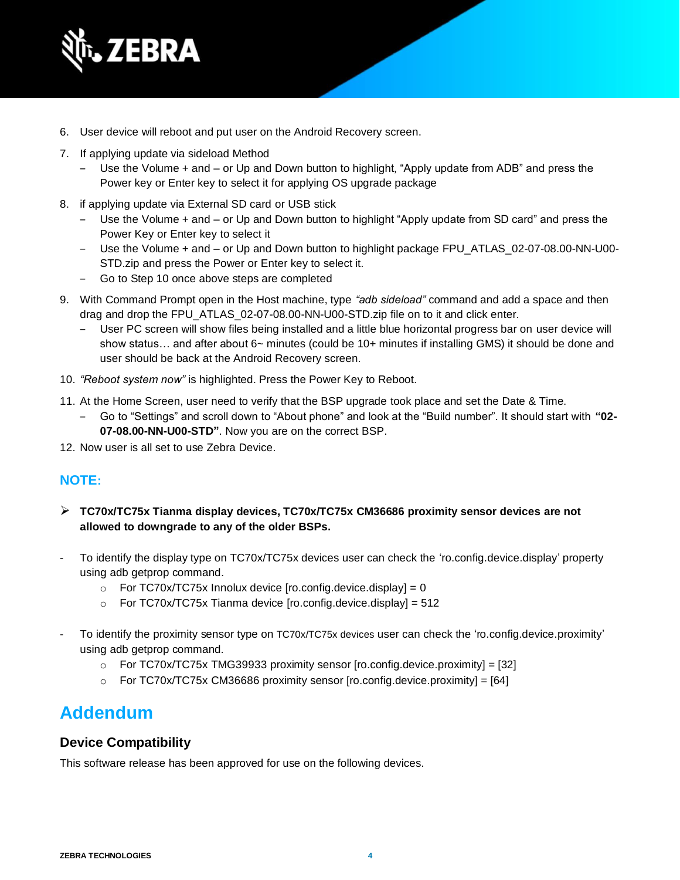6. User device will reboot and put user on the Android Recovery screen.
7. If applying update via sideload Method
   - Use the Volume + and – or Up and Down button to highlight, “Apply update from ADB” and press the Power key or Enter key to select it for applying OS upgrade package
8. if applying update via External SD card or USB stick
   - Use the Volume + and – or Up and Down button to highlight “Apply update from SD card” and press the Power Key or Enter key to select it
   - Use the Volume + and – or Up and Down button to highlight package FPU_ATLAS_02-07-08.00-NN-U00-STD.zip and press the Power or Enter key to select it.
   - Go to Step 10 once above steps are completed
9. With Command Prompt open in the Host machine, type *“adb sideload”* command and add a space and then drag and drop the FPU_ATLAS_02-07-08.00-NN-U00-STD.zip file on to it and click enter.
   - User PC screen will show files being installed and a little blue horizontal progress bar on user device will show status… and after about 6~ minutes (could be 10+ minutes if installing GMS) it should be done and user should be back at the Android Recovery screen.
10. *“Reboot system now”* is highlighted. Press the Power Key to Reboot.
11. At the Home Screen, user need to verify that the BSP upgrade took place and set the Date & Time.
    - Go to “Settings” and scroll down to “About phone” and look at the “Build number”. It should start with **“02-07-08.00-NN-U00-STD”**. Now you are on the correct BSP.
12. Now user is all set to use Zebra Device.

### NOTE:

- **TC70x/TC75x Tianma display devices, TC70x/TC75x CM36686 proximity sensor devices are not allowed to downgrade to any of the older BSPs.**

- To identify the display type on TC70x/TC75x devices user can check the ‘ro.config.device.display’ property using adb getprop command.
  - For TC70x/TC75x Innolux device [ro.config.device.display] = 0
  - For TC70x/TC75x Tianma device [ro.config.device.display] = 512

- To identify the proximity sensor type on TC70x/TC75x devices user can check the ‘ro.config.device.proximity’ using adb getprop command.
  - For TC70x/TC75x TMG39933 proximity sensor [ro.config.device.proximity] = [32]
  - For TC70x/TC75x CM36686 proximity sensor [ro.config.device.proximity] = [64]

## Addendum

### Device Compatibility

This software release has been approved for use on the following devices.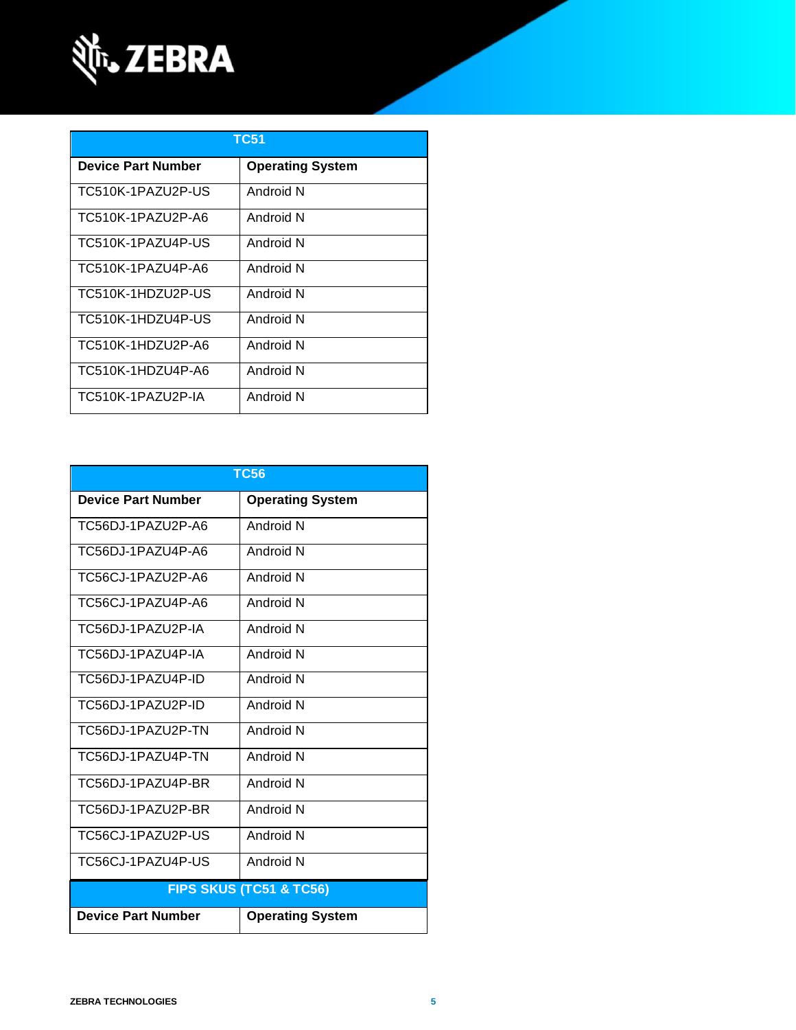| TC51 | |
|---|---|
| **Device Part Number** | **Operating System** |
| TC510K-1PAZU2P-US | Android N |
| TC510K-1PAZU2P-A6 | Android N |
| TC510K-1PAZU4P-US | Android N |
| TC510K-1PAZU4P-A6 | Android N |
| TC510K-1HDZU2P-US | Android N |
| TC510K-1HDZU4P-US | Android N |
| TC510K-1HDZU2P-A6 | Android N |
| TC510K-1HDZU4P-A6 | Android N |
| TC510K-1PAZU2P-IA | Android N |

| TC56 | |
|---|---|
| **Device Part Number** | **Operating System** |
| TC56DJ-1PAZU2P-A6 | Android N |
| TC56DJ-1PAZU4P-A6 | Android N |
| TC56CJ-1PAZU2P-A6 | Android N |
| TC56CJ-1PAZU4P-A6 | Android N |
| TC56DJ-1PAZU2P-IA | Android N |
| TC56DJ-1PAZU4P-IA | Android N |
| TC56DJ-1PAZU4P-ID | Android N |
| TC56DJ-1PAZU2P-ID | Android N |
| TC56DJ-1PAZU2P-TN | Android N |
| TC56DJ-1PAZU4P-TN | Android N |
| TC56DJ-1PAZU4P-BR | Android N |
| TC56DJ-1PAZU2P-BR | Android N |
| TC56CJ-1PAZU2P-US | Android N |
| TC56CJ-1PAZU4P-US | Android N |

| FIPS SKUS (TC51 & TC56) | |
|---|---|
| **Device Part Number** | **Operating System** |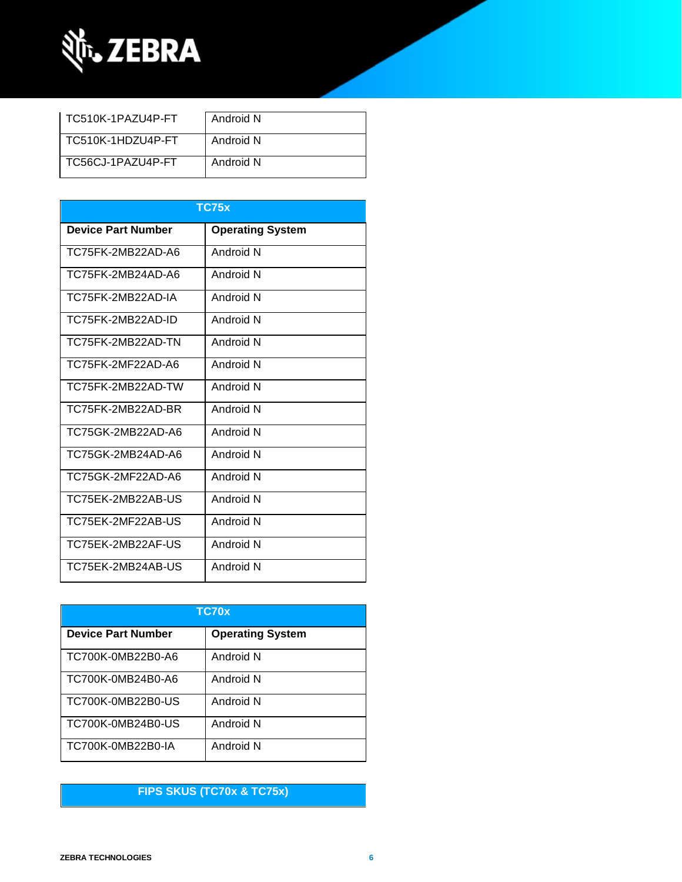| | |
|---|---|
| TC510K-1PAZU4P-FT | Android N |
| TC510K-1HDZU4P-FT | Android N |
| TC56CJ-1PAZU4P-FT | Android N |

| TC75x | |
|---|---|
| **Device Part Number** | **Operating System** |
| TC75FK-2MB22AD-A6 | Android N |
| TC75FK-2MB24AD-A6 | Android N |
| TC75FK-2MB22AD-IA | Android N |
| TC75FK-2MB22AD-ID | Android N |
| TC75FK-2MB22AD-TN | Android N |
| TC75FK-2MF22AD-A6 | Android N |
| TC75FK-2MB22AD-TW | Android N |
| TC75FK-2MB22AD-BR | Android N |
| TC75GK-2MB22AD-A6 | Android N |
| TC75GK-2MB24AD-A6 | Android N |
| TC75GK-2MF22AD-A6 | Android N |
| TC75EK-2MB22AB-US | Android N |
| TC75EK-2MF22AB-US | Android N |
| TC75EK-2MB22AF-US | Android N |
| TC75EK-2MB24AB-US | Android N |

| TC70x | |
|---|---|
| **Device Part Number** | **Operating System** |
| TC700K-0MB22B0-A6 | Android N |
| TC700K-0MB24B0-A6 | Android N |
| TC700K-0MB22B0-US | Android N |
| TC700K-0MB24B0-US | Android N |
| TC700K-0MB22B0-IA | Android N |

| FIPS SKUS (TC70x & TC75x) |
|---|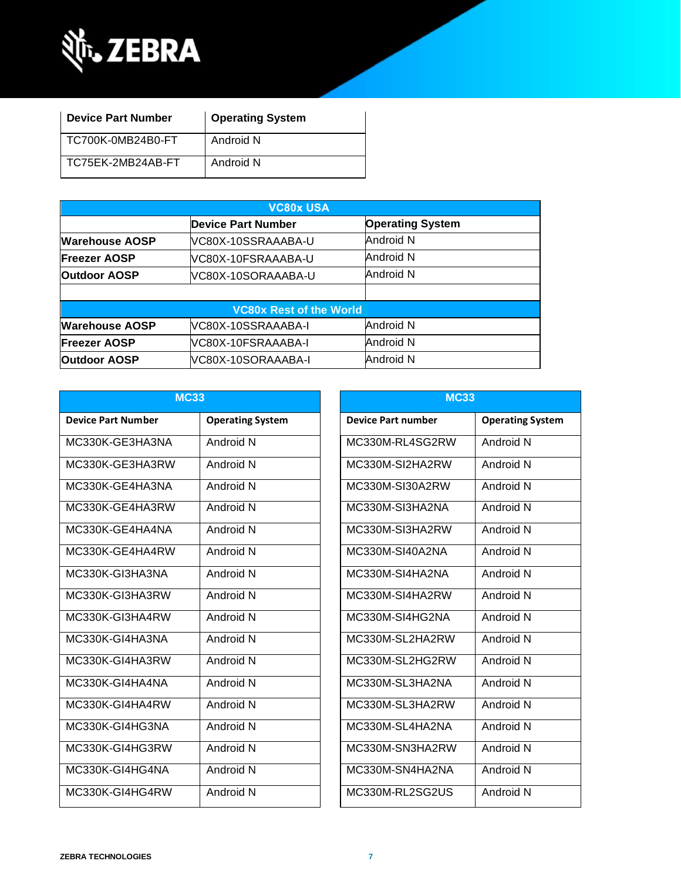| Device Part Number | Operating System |
|---|---|
| TC700K-0MB24B0-FT | Android N |
| TC75EK-2MB24AB-FT | Android N |

| VC80x USA | | |
|---|---|---|
| | **Device Part Number** | **Operating System** |
| **Warehouse AOSP** | VC80X-10SSRAAABA-U | Android N |
| **Freezer AOSP** | VC80X-10FSRAAABA-U | Android N |
| **Outdoor AOSP** | VC80X-10SORAAABA-U | Android N |
| | | |
| **VC80x Rest of the World** | | |
| **Warehouse AOSP** | VC80X-10SSRAAABA-I | Android N |
| **Freezer AOSP** | VC80X-10FSRAAABA-I | Android N |
| **Outdoor AOSP** | VC80X-10SORAAABA-I | Android N |

| MC33 | |
|---|---|
| **Device Part Number** | **Operating System** |
| MC330K-GE3HA3NA | Android N |
| MC330K-GE3HA3RW | Android N |
| MC330K-GE4HA3NA | Android N |
| MC330K-GE4HA3RW | Android N |
| MC330K-GE4HA4NA | Android N |
| MC330K-GE4HA4RW | Android N |
| MC330K-GI3HA3NA | Android N |
| MC330K-GI3HA3RW | Android N |
| MC330K-GI3HA4RW | Android N |
| MC330K-GI4HA3NA | Android N |
| MC330K-GI4HA3RW | Android N |
| MC330K-GI4HA4NA | Android N |
| MC330K-GI4HA4RW | Android N |
| MC330K-GI4HG3NA | Android N |
| MC330K-GI4HG3RW | Android N |
| MC330K-GI4HG4NA | Android N |
| MC330K-GI4HG4RW | Android N |

| MC33 | |
|---|---|
| **Device Part number** | **Operating System** |
| MC330M-RL4SG2RW | Android N |
| MC330M-SI2HA2RW | Android N |
| MC330M-SI30A2RW | Android N |
| MC330M-SI3HA2NA | Android N |
| MC330M-SI3HA2RW | Android N |
| MC330M-SI40A2NA | Android N |
| MC330M-SI4HA2NA | Android N |
| MC330M-SI4HA2RW | Android N |
| MC330M-SI4HG2NA | Android N |
| MC330M-SL2HA2RW | Android N |
| MC330M-SL2HG2RW | Android N |
| MC330M-SL3HA2NA | Android N |
| MC330M-SL3HA2RW | Android N |
| MC330M-SL4HA2NA | Android N |
| MC330M-SN3HA2RW | Android N |
| MC330M-SN4HA2NA | Android N |
| MC330M-RL2SG2US | Android N |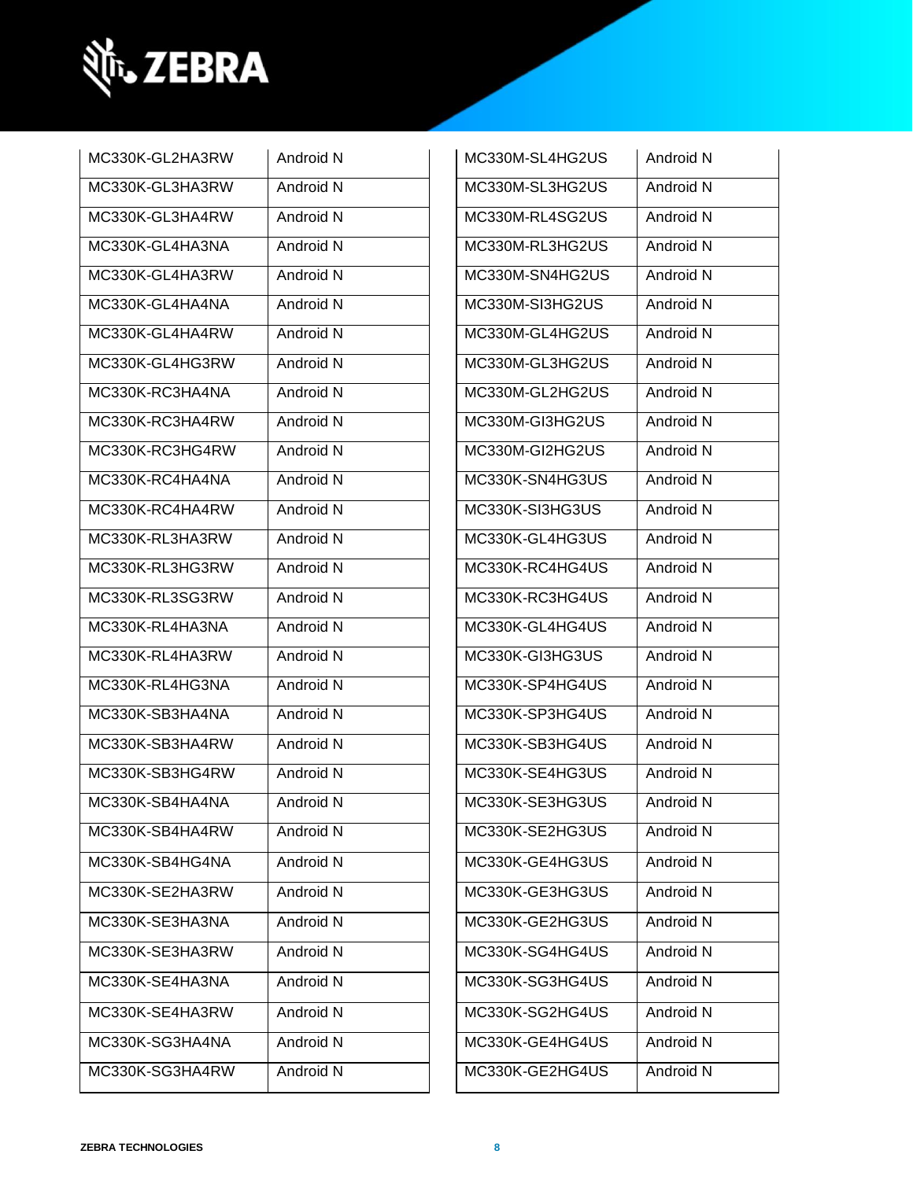| | |
|---|---|
| MC330K-GL2HA3RW | Android N |
| MC330K-GL3HA3RW | Android N |
| MC330K-GL3HA4RW | Android N |
| MC330K-GL4HA3NA | Android N |
| MC330K-GL4HA3RW | Android N |
| MC330K-GL4HA4NA | Android N |
| MC330K-GL4HA4RW | Android N |
| MC330K-GL4HG3RW | Android N |
| MC330K-RC3HA4NA | Android N |
| MC330K-RC3HA4RW | Android N |
| MC330K-RC3HG4RW | Android N |
| MC330K-RC4HA4NA | Android N |
| MC330K-RC4HA4RW | Android N |
| MC330K-RL3HA3RW | Android N |
| MC330K-RL3HG3RW | Android N |
| MC330K-RL3SG3RW | Android N |
| MC330K-RL4HA3NA | Android N |
| MC330K-RL4HA3RW | Android N |
| MC330K-RL4HG3NA | Android N |
| MC330K-SB3HA4NA | Android N |
| MC330K-SB3HA4RW | Android N |
| MC330K-SB3HG4RW | Android N |
| MC330K-SB4HA4NA | Android N |
| MC330K-SB4HA4RW | Android N |
| MC330K-SB4HG4NA | Android N |
| MC330K-SE2HA3RW | Android N |
| MC330K-SE3HA3NA | Android N |
| MC330K-SE3HA3RW | Android N |
| MC330K-SE4HA3NA | Android N |
| MC330K-SE4HA3RW | Android N |
| MC330K-SG3HA4NA | Android N |
| MC330K-SG3HA4RW | Android N |

| | |
|---|---|
| MC330M-SL4HG2US | Android N |
| MC330M-SL3HG2US | Android N |
| MC330M-RL4SG2US | Android N |
| MC330M-RL3HG2US | Android N |
| MC330M-SN4HG2US | Android N |
| MC330M-SI3HG2US | Android N |
| MC330M-GL4HG2US | Android N |
| MC330M-GL3HG2US | Android N |
| MC330M-GL2HG2US | Android N |
| MC330M-GI3HG2US | Android N |
| MC330M-GI2HG2US | Android N |
| MC330K-SN4HG3US | Android N |
| MC330K-SI3HG3US | Android N |
| MC330K-GL4HG3US | Android N |
| MC330K-RC4HG4US | Android N |
| MC330K-RC3HG4US | Android N |
| MC330K-GL4HG4US | Android N |
| MC330K-GI3HG3US | Android N |
| MC330K-SP4HG4US | Android N |
| MC330K-SP3HG4US | Android N |
| MC330K-SB3HG4US | Android N |
| MC330K-SE4HG3US | Android N |
| MC330K-SE3HG3US | Android N |
| MC330K-SE2HG3US | Android N |
| MC330K-GE4HG3US | Android N |
| MC330K-GE3HG3US | Android N |
| MC330K-GE2HG3US | Android N |
| MC330K-SG4HG4US | Android N |
| MC330K-SG3HG4US | Android N |
| MC330K-SG2HG4US | Android N |
| MC330K-GE4HG4US | Android N |
| MC330K-GE2HG4US | Android N |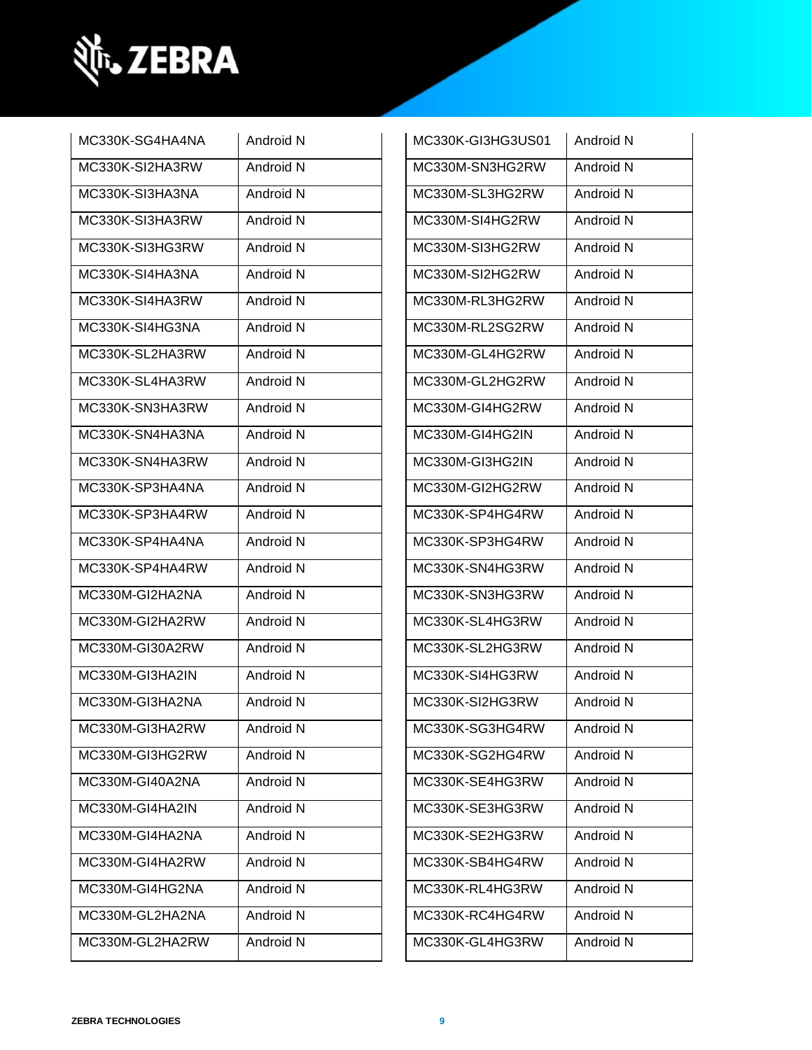| | |
|---|---|
| MC330K-SG4HA4NA | Android N |
| MC330K-SI2HA3RW | Android N |
| MC330K-SI3HA3NA | Android N |
| MC330K-SI3HA3RW | Android N |
| MC330K-SI3HG3RW | Android N |
| MC330K-SI4HA3NA | Android N |
| MC330K-SI4HA3RW | Android N |
| MC330K-SI4HG3NA | Android N |
| MC330K-SL2HA3RW | Android N |
| MC330K-SL4HA3RW | Android N |
| MC330K-SN3HA3RW | Android N |
| MC330K-SN4HA3NA | Android N |
| MC330K-SN4HA3RW | Android N |
| MC330K-SP3HA4NA | Android N |
| MC330K-SP3HA4RW | Android N |
| MC330K-SP4HA4NA | Android N |
| MC330K-SP4HA4RW | Android N |
| MC330M-GI2HA2NA | Android N |
| MC330M-GI2HA2RW | Android N |
| MC330M-GI30A2RW | Android N |
| MC330M-GI3HA2IN | Android N |
| MC330M-GI3HA2NA | Android N |
| MC330M-GI3HA2RW | Android N |
| MC330M-GI3HG2RW | Android N |
| MC330M-GI40A2NA | Android N |
| MC330M-GI4HA2IN | Android N |
| MC330M-GI4HA2NA | Android N |
| MC330M-GI4HA2RW | Android N |
| MC330M-GI4HG2NA | Android N |
| MC330M-GL2HA2NA | Android N |
| MC330M-GL2HA2RW | Android N |

| | |
|---|---|
| MC330K-GI3HG3US01 | Android N |
| MC330M-SN3HG2RW | Android N |
| MC330M-SL3HG2RW | Android N |
| MC330M-SI4HG2RW | Android N |
| MC330M-SI3HG2RW | Android N |
| MC330M-SI2HG2RW | Android N |
| MC330M-RL3HG2RW | Android N |
| MC330M-RL2SG2RW | Android N |
| MC330M-GL4HG2RW | Android N |
| MC330M-GL2HG2RW | Android N |
| MC330M-GI4HG2RW | Android N |
| MC330M-GI4HG2IN | Android N |
| MC330M-GI3HG2IN | Android N |
| MC330M-GI2HG2RW | Android N |
| MC330K-SP4HG4RW | Android N |
| MC330K-SP3HG4RW | Android N |
| MC330K-SN4HG3RW | Android N |
| MC330K-SN3HG3RW | Android N |
| MC330K-SL4HG3RW | Android N |
| MC330K-SL2HG3RW | Android N |
| MC330K-SI4HG3RW | Android N |
| MC330K-SI2HG3RW | Android N |
| MC330K-SG3HG4RW | Android N |
| MC330K-SG2HG4RW | Android N |
| MC330K-SE4HG3RW | Android N |
| MC330K-SE3HG3RW | Android N |
| MC330K-SE2HG3RW | Android N |
| MC330K-SB4HG4RW | Android N |
| MC330K-RL4HG3RW | Android N |
| MC330K-RC4HG4RW | Android N |
| MC330K-GL4HG3RW | Android N |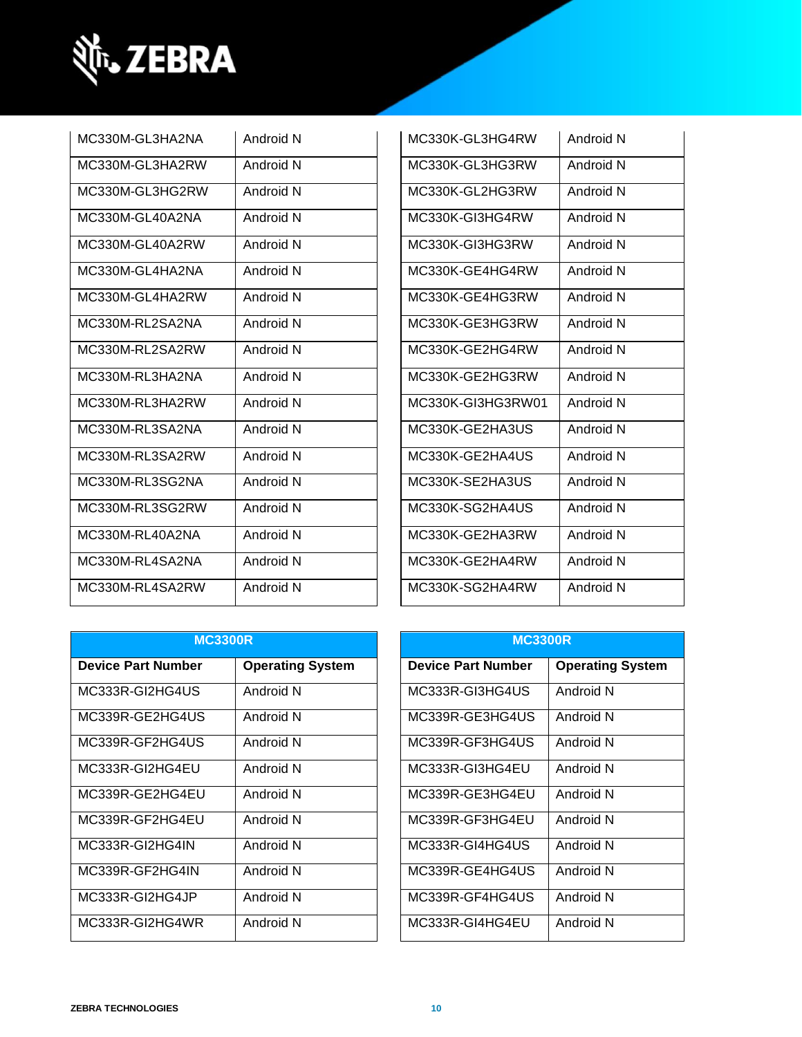| | |
|---|---|
| MC330M-GL3HA2NA | Android N |
| MC330M-GL3HA2RW | Android N |
| MC330M-GL3HG2RW | Android N |
| MC330M-GL40A2NA | Android N |
| MC330M-GL40A2RW | Android N |
| MC330M-GL4HA2NA | Android N |
| MC330M-GL4HA2RW | Android N |
| MC330M-RL2SA2NA | Android N |
| MC330M-RL2SA2RW | Android N |
| MC330M-RL3HA2NA | Android N |
| MC330M-RL3HA2RW | Android N |
| MC330M-RL3SA2NA | Android N |
| MC330M-RL3SA2RW | Android N |
| MC330M-RL3SG2NA | Android N |
| MC330M-RL3SG2RW | Android N |
| MC330M-RL40A2NA | Android N |
| MC330M-RL4SA2NA | Android N |
| MC330M-RL4SA2RW | Android N |

| | |
|---|---|
| MC330K-GL3HG4RW | Android N |
| MC330K-GL3HG3RW | Android N |
| MC330K-GL2HG3RW | Android N |
| MC330K-GI3HG4RW | Android N |
| MC330K-GI3HG3RW | Android N |
| MC330K-GE4HG4RW | Android N |
| MC330K-GE4HG3RW | Android N |
| MC330K-GE3HG3RW | Android N |
| MC330K-GE2HG4RW | Android N |
| MC330K-GE2HG3RW | Android N |
| MC330K-GI3HG3RW01 | Android N |
| MC330K-GE2HA3US | Android N |
| MC330K-GE2HA4US | Android N |
| MC330K-SE2HA3US | Android N |
| MC330K-SG2HA4US | Android N |
| MC330K-GE2HA3RW | Android N |
| MC330K-GE2HA4RW | Android N |
| MC330K-SG2HA4RW | Android N |

| MC3300R | |
|---|---|
| **Device Part Number** | **Operating System** |
| MC333R-GI2HG4US | Android N |
| MC339R-GE2HG4US | Android N |
| MC339R-GF2HG4US | Android N |
| MC333R-GI2HG4EU | Android N |
| MC339R-GE2HG4EU | Android N |
| MC339R-GF2HG4EU | Android N |
| MC333R-GI2HG4IN | Android N |
| MC339R-GF2HG4IN | Android N |
| MC333R-GI2HG4JP | Android N |
| MC333R-GI2HG4WR | Android N |

| MC3300R | |
|---|---|
| **Device Part Number** | **Operating System** |
| MC333R-GI3HG4US | Android N |
| MC339R-GE3HG4US | Android N |
| MC339R-GF3HG4US | Android N |
| MC333R-GI3HG4EU | Android N |
| MC339R-GE3HG4EU | Android N |
| MC339R-GF3HG4EU | Android N |
| MC333R-GI4HG4US | Android N |
| MC339R-GE4HG4US | Android N |
| MC339R-GF4HG4US | Android N |
| MC333R-GI4HG4EU | Android N |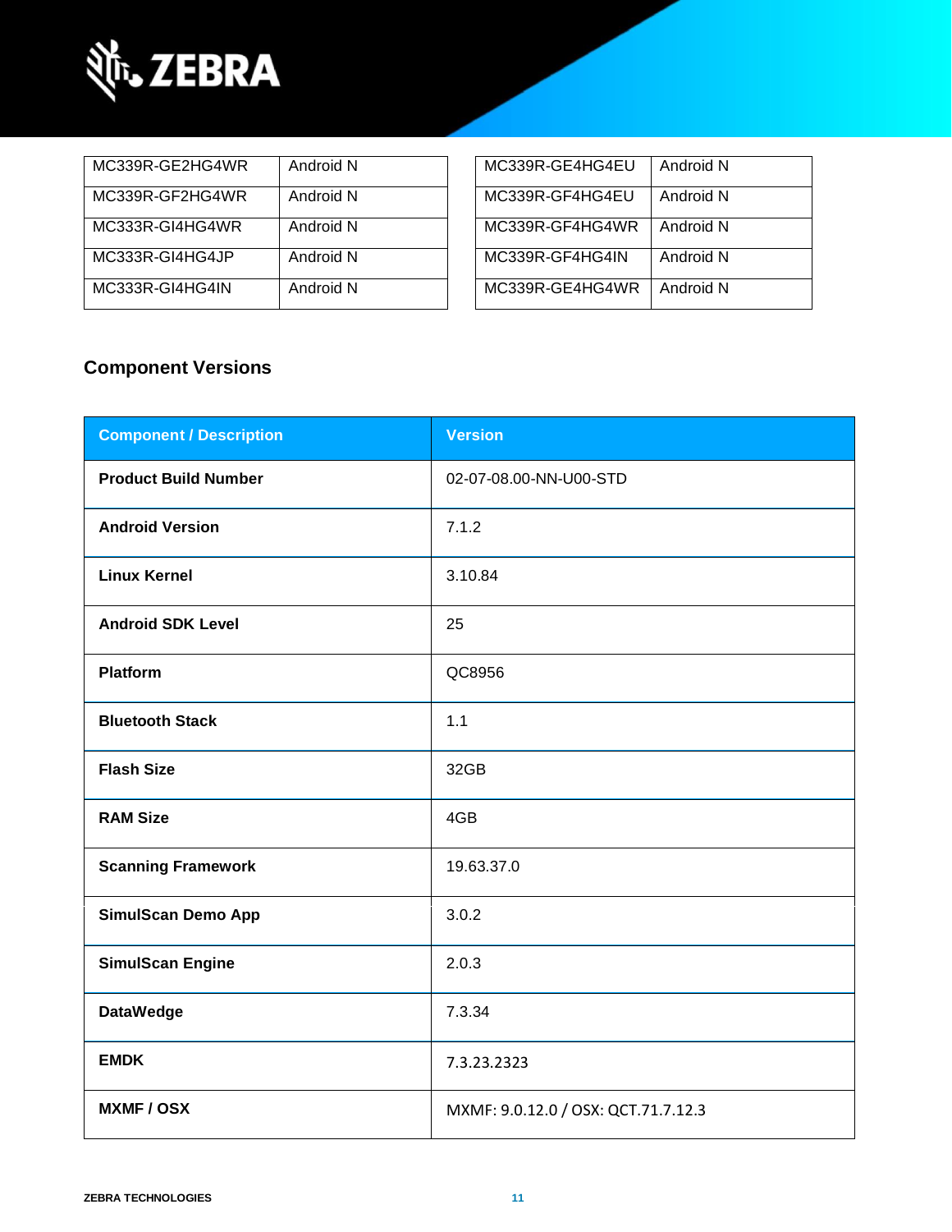| MC339R-GE2HG4WR | Android N |
|---|---|
| MC339R-GF2HG4WR | Android N |
| MC333R-GI4HG4WR | Android N |
| MC333R-GI4HG4JP | Android N |
| MC333R-GI4HG4IN | Android N |

| MC339R-GE4HG4EU | Android N |
|---|---|
| MC339R-GF4HG4EU | Android N |
| MC339R-GF4HG4WR | Android N |
| MC339R-GF4HG4IN | Android N |
| MC339R-GE4HG4WR | Android N |

## Component Versions

| Component / Description | Version |
|---|---|
| **Product Build Number** | 02-07-08.00-NN-U00-STD |
| **Android Version** | 7.1.2 |
| **Linux Kernel** | 3.10.84 |
| **Android SDK Level** | 25 |
| **Platform** | QC8956 |
| **Bluetooth Stack** | 1.1 |
| **Flash Size** | 32GB |
| **RAM Size** | 4GB |
| **Scanning Framework** | 19.63.37.0 |
| **SimulScan Demo App** | 3.0.2 |
| **SimulScan Engine** | 2.0.3 |
| **DataWedge** | 7.3.34 |
| **EMDK** | 7.3.23.2323 |
| **MXMF / OSX** | MXMF: 9.0.12.0 / OSX: QCT.71.7.12.3 |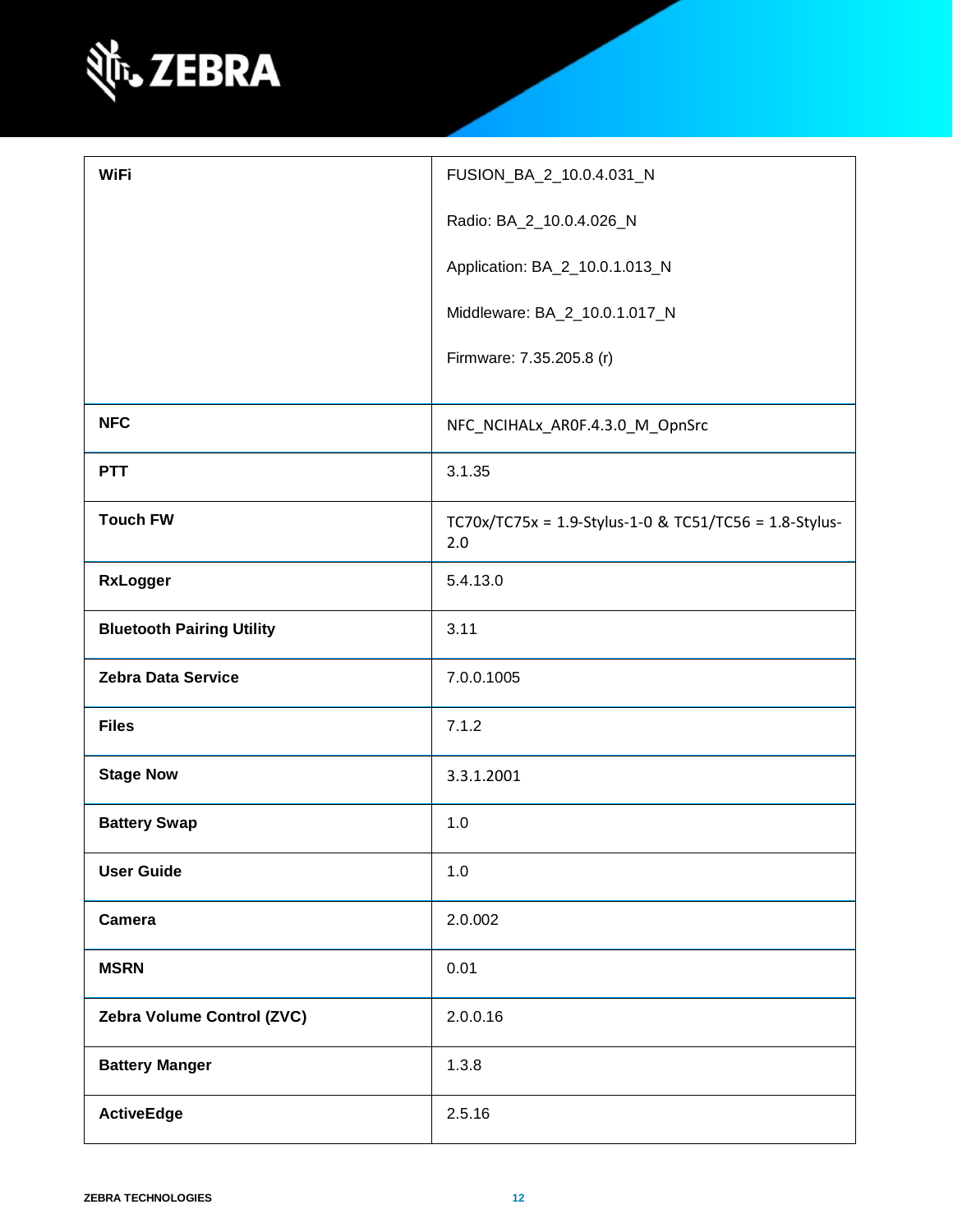| | |
|---|---|
| **WiFi** | FUSION_BA_2_10.0.4.031_N<br><br>Radio: BA_2_10.0.4.026_N<br><br>Application: BA_2_10.0.1.013_N<br><br>Middleware: BA_2_10.0.1.017_N<br><br>Firmware: 7.35.205.8 (r) |
| **NFC** | NFC_NCIHALx_AR0F.4.3.0_M_OpnSrc |
| **PTT** | 3.1.35 |
| **Touch FW** | TC70x/TC75x = 1.9-Stylus-1-0 & TC51/TC56 = 1.8-Stylus-2.0 |
| **RxLogger** | 5.4.13.0 |
| **Bluetooth Pairing Utility** | 3.11 |
| **Zebra Data Service** | 7.0.0.1005 |
| **Files** | 7.1.2 |
| **Stage Now** | 3.3.1.2001 |
| **Battery Swap** | 1.0 |
| **User Guide** | 1.0 |
| **Camera** | 2.0.002 |
| **MSRN** | 0.01 |
| **Zebra Volume Control (ZVC)** | 2.0.0.16 |
| **Battery Manger** | 1.3.8 |
| **ActiveEdge** | 2.5.16 |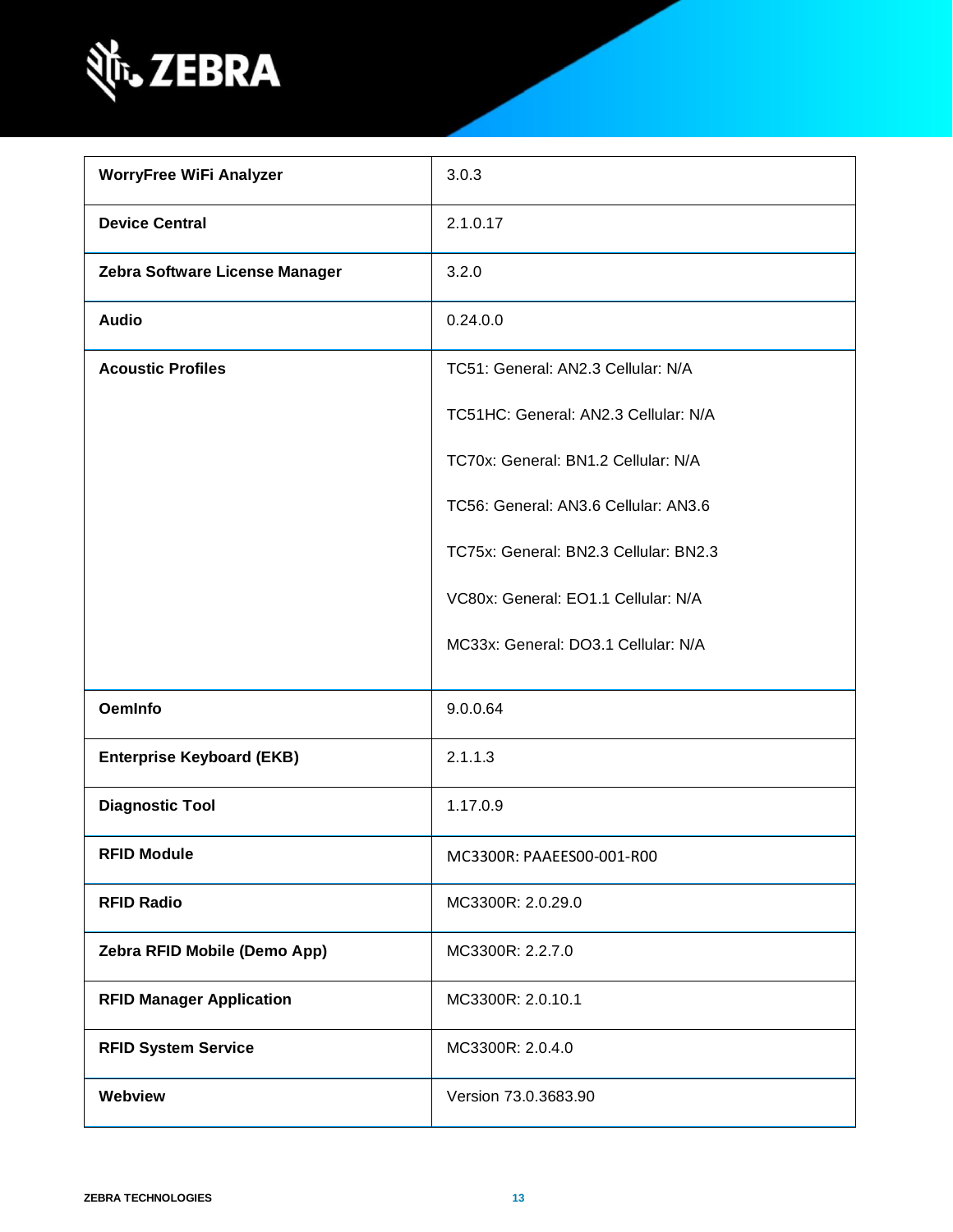| | |
|---|---|
| **WorryFree WiFi Analyzer** | 3.0.3 |
| **Device Central** | 2.1.0.17 |
| **Zebra Software License Manager** | 3.2.0 |
| **Audio** | 0.24.0.0 |
| **Acoustic Profiles** | TC51: General: AN2.3 Cellular: N/A<br><br>TC51HC: General: AN2.3 Cellular: N/A<br><br>TC70x: General: BN1.2 Cellular: N/A<br><br>TC56: General: AN3.6 Cellular: AN3.6<br><br>TC75x: General: BN2.3 Cellular: BN2.3<br><br>VC80x: General: EO1.1 Cellular: N/A<br><br>MC33x: General: DO3.1 Cellular: N/A |
| **OemInfo** | 9.0.0.64 |
| **Enterprise Keyboard (EKB)** | 2.1.1.3 |
| **Diagnostic Tool** | 1.17.0.9 |
| **RFID Module** | MC3300R: PAAEES00-001-R00 |
| **RFID Radio** | MC3300R: 2.0.29.0 |
| **Zebra RFID Mobile (Demo App)** | MC3300R: 2.2.7.0 |
| **RFID Manager Application** | MC3300R: 2.0.10.1 |
| **RFID System Service** | MC3300R: 2.0.4.0 |
| **Webview** | Version 73.0.3683.90 |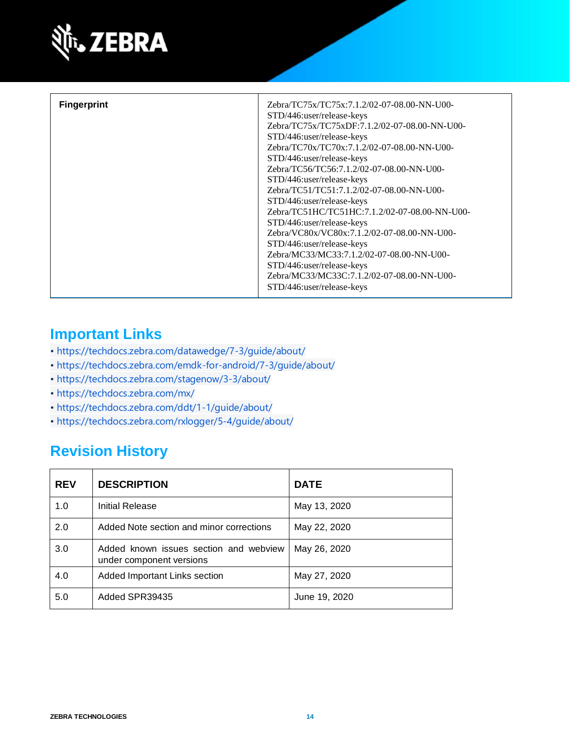| | |
|---|---|
| **Fingerprint** | Zebra/TC75x/TC75x:7.1.2/02-07-08.00-NN-U00-STD/446:user/release-keys Zebra/TC75x/TC75xDF:7.1.2/02-07-08.00-NN-U00-STD/446:user/release-keys Zebra/TC70x/TC70x:7.1.2/02-07-08.00-NN-U00-STD/446:user/release-keys Zebra/TC56/TC56:7.1.2/02-07-08.00-NN-U00-STD/446:user/release-keys Zebra/TC51/TC51:7.1.2/02-07-08.00-NN-U00-STD/446:user/release-keys Zebra/TC51HC/TC51HC:7.1.2/02-07-08.00-NN-U00-STD/446:user/release-keys Zebra/VC80x/VC80x:7.1.2/02-07-08.00-NN-U00-STD/446:user/release-keys Zebra/MC33/MC33:7.1.2/02-07-08.00-NN-U00-STD/446:user/release-keys Zebra/MC33/MC33C:7.1.2/02-07-08.00-NN-U00-STD/446:user/release-keys |

## Important Links

- https://techdocs.zebra.com/datawedge/7-3/guide/about/
- https://techdocs.zebra.com/emdk-for-android/7-3/guide/about/
- https://techdocs.zebra.com/stagenow/3-3/about/
- https://techdocs.zebra.com/mx/
- https://techdocs.zebra.com/ddt/1-1/guide/about/
- https://techdocs.zebra.com/rxlogger/5-4/guide/about/

## Revision History

| REV | DESCRIPTION | DATE |
|---|---|---|
| 1.0 | Initial Release | May 13, 2020 |
| 2.0 | Added Note section and minor corrections | May 22, 2020 |
| 3.0 | Added known issues section and webview under component versions | May 26, 2020 |
| 4.0 | Added Important Links section | May 27, 2020 |
| 5.0 | Added SPR39435 | June 19, 2020 |